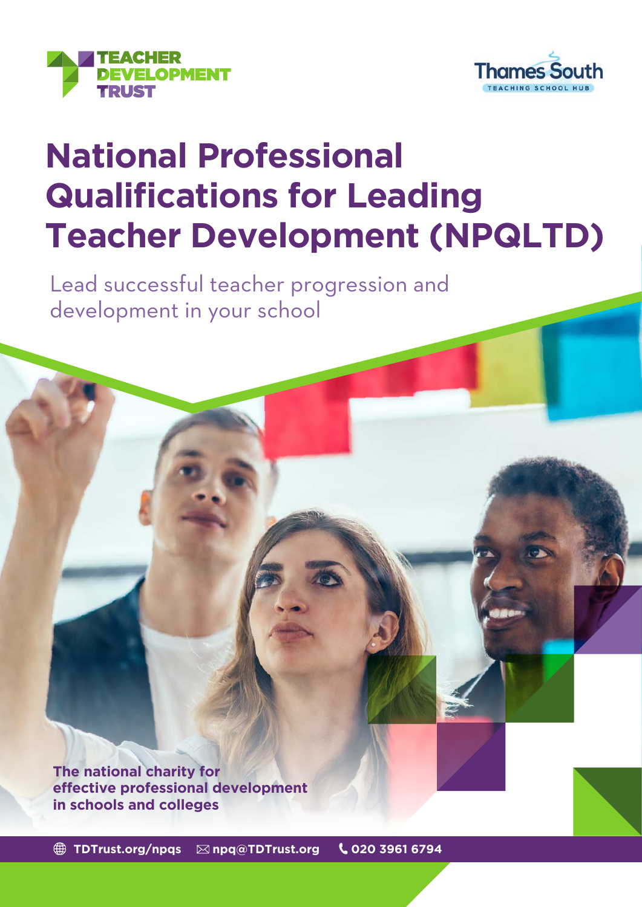TEACHER DEVELOPMENT TRUST

Thames South
TEACHING SCHOOL HUB

# National Professional Qualifications for Leading Teacher Development (NPQLTD)

Lead successful teacher progression and development in your school

**The national charity for effective professional development in schools and colleges**

TDTrust.org/npqs | npq@TDTrust.org | 020 3961 6794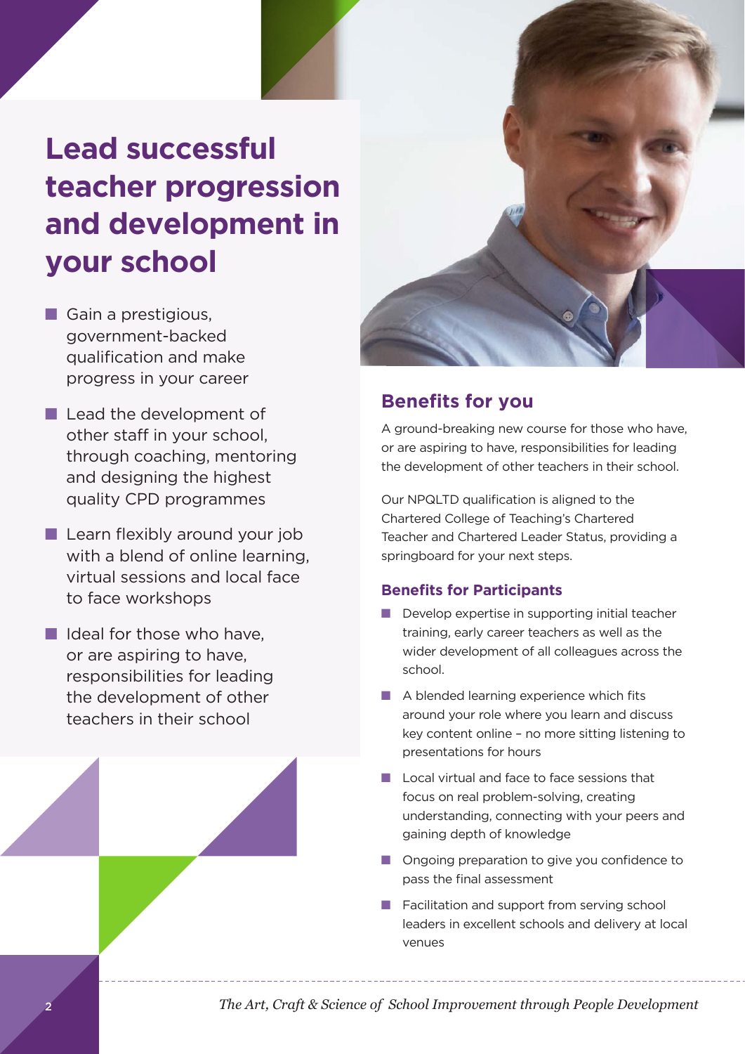# Lead successful teacher progression and development in your school

- Gain a prestigious, government-backed qualification and make progress in your career
- Lead the development of other staff in your school, through coaching, mentoring and designing the highest quality CPD programmes
- Learn flexibly around your job with a blend of online learning, virtual sessions and local face to face workshops
- Ideal for those who have, or are aspiring to have, responsibilities for leading the development of other teachers in their school

## Benefits for you

A ground-breaking new course for those who have, or are aspiring to have, responsibilities for leading the development of other teachers in their school.

Our NPQLTD qualification is aligned to the Chartered College of Teaching's Chartered Teacher and Chartered Leader Status, providing a springboard for your next steps.

### Benefits for Participants

- Develop expertise in supporting initial teacher training, early career teachers as well as the wider development of all colleagues across the school.
- A blended learning experience which fits around your role where you learn and discuss key content online – no more sitting listening to presentations for hours
- Local virtual and face to face sessions that focus on real problem-solving, creating understanding, connecting with your peers and gaining depth of knowledge
- Ongoing preparation to give you confidence to pass the final assessment
- Facilitation and support from serving school leaders in excellent schools and delivery at local venues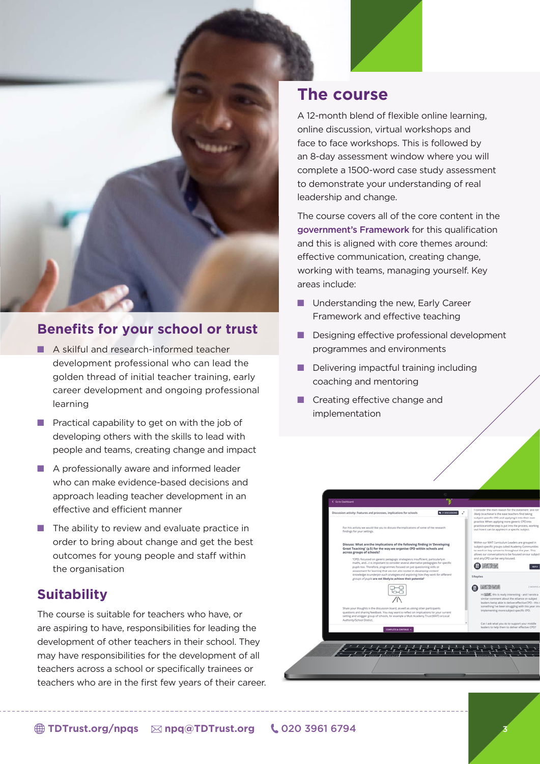## The course

A 12-month blend of flexible online learning, online discussion, virtual workshops and face to face workshops. This is followed by an 8-day assessment window where you will complete a 1500-word case study assessment to demonstrate your understanding of real leadership and change.

The course covers all of the core content in the government's Framework for this qualification and this is aligned with core themes around: effective communication, creating change, working with teams, managing yourself. Key areas include:

- Understanding the new, Early Career Framework and effective teaching
- Designing effective professional development programmes and environments
- Delivering impactful training including coaching and mentoring
- Creating effective change and implementation

## Benefits for your school or trust

- A skilful and research-informed teacher development professional who can lead the golden thread of initial teacher training, early career development and ongoing professional learning
- Practical capability to get on with the job of developing others with the skills to lead with people and teams, creating change and impact
- A professionally aware and informed leader who can make evidence-based decisions and approach leading teacher development in an effective and efficient manner
- The ability to review and evaluate practice in order to bring about change and get the best outcomes for young people and staff within the organisation

## Suitability

The course is suitable for teachers who have, or are aspiring to have, responsibilities for leading the development of other teachers in their school. They may have responsibilities for the development of all teachers across a school or specifically trainees or teachers who are in the first few years of their career.

TDTrust.org/npqs   npq@TDTrust.org   020 3961 6794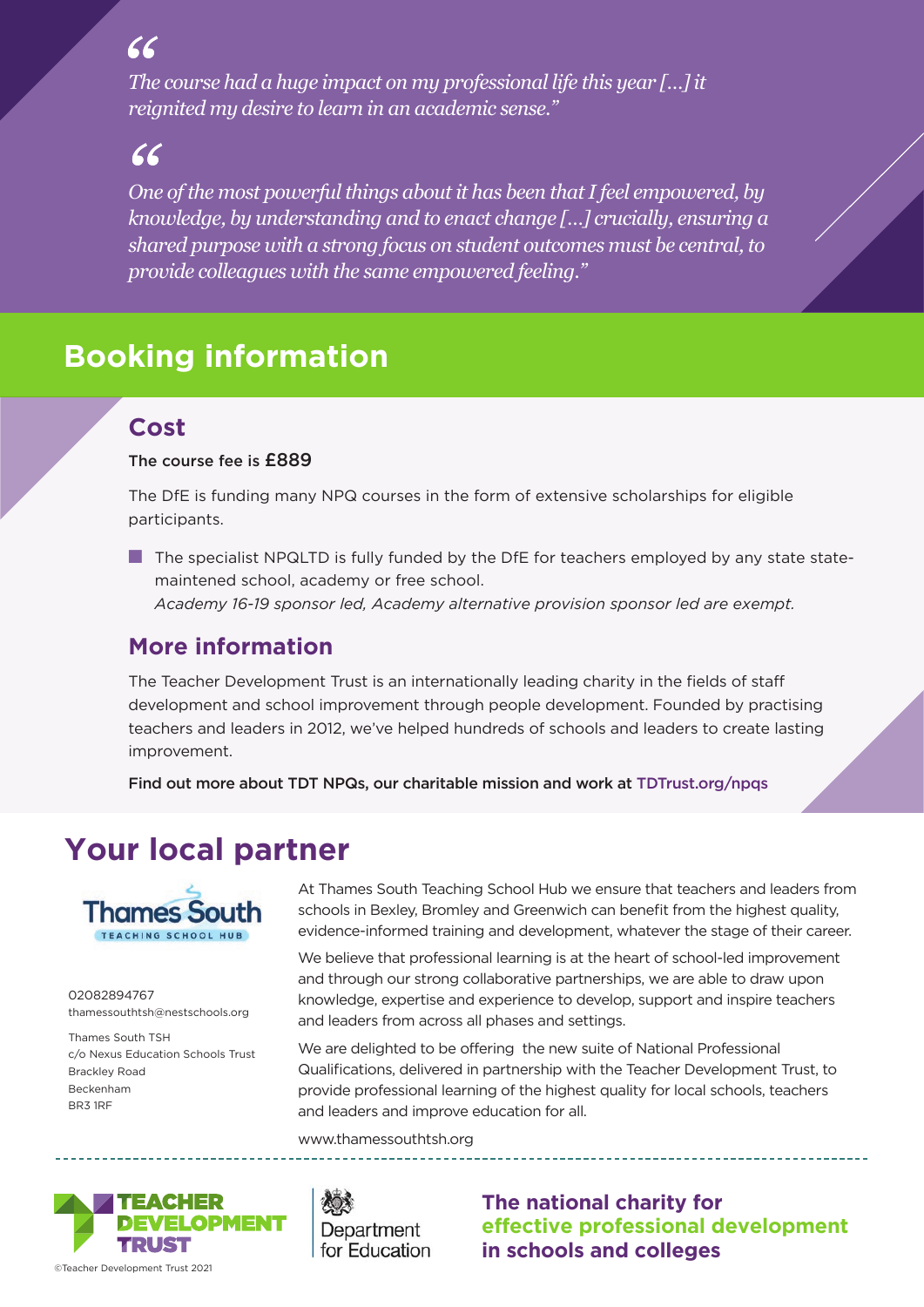> *The course had a huge impact on my professional life this year [...] it reignited my desire to learn in an academic sense."*

> *One of the most powerful things about it has been that I feel empowered, by knowledge, by understanding and to enact change [...] crucially, ensuring a shared purpose with a strong focus on student outcomes must be central, to provide colleagues with the same empowered feeling."*

## Booking information

### Cost

**The course fee is £889**

The DfE is funding many NPQ courses in the form of extensive scholarships for eligible participants.

- The specialist NPQLTD is fully funded by the DfE for teachers employed by any state state-maintened school, academy or free school.
  *Academy 16-19 sponsor led, Academy alternative provision sponsor led are exempt.*

### More information

The Teacher Development Trust is an internationally leading charity in the fields of staff development and school improvement through people development. Founded by practising teachers and leaders in 2012, we've helped hundreds of schools and leaders to create lasting improvement.

**Find out more about TDT NPQs, our charitable mission and work at TDTrust.org/npqs**

## Your local partner

Thames South
TEACHING SCHOOL HUB

02082894767
thamessouthtsh@nestschools.org

Thames South TSH
c/o Nexus Education Schools Trust
Brackley Road
Beckenham
BR3 1RF

At Thames South Teaching School Hub we ensure that teachers and leaders from schools in Bexley, Bromley and Greenwich can benefit from the highest quality, evidence-informed training and development, whatever the stage of their career.

We believe that professional learning is at the heart of school-led improvement and through our strong collaborative partnerships, we are able to draw upon knowledge, expertise and experience to develop, support and inspire teachers and leaders from across all phases and settings.

We are delighted to be offering the new suite of National Professional Qualifications, delivered in partnership with the Teacher Development Trust, to provide professional learning of the highest quality for local schools, teachers and leaders and improve education for all.

www.thamessouthtsh.org

TEACHER DEVELOPMENT TRUST

Department for Education

**The national charity for effective professional development in schools and colleges**

©Teacher Development Trust 2021